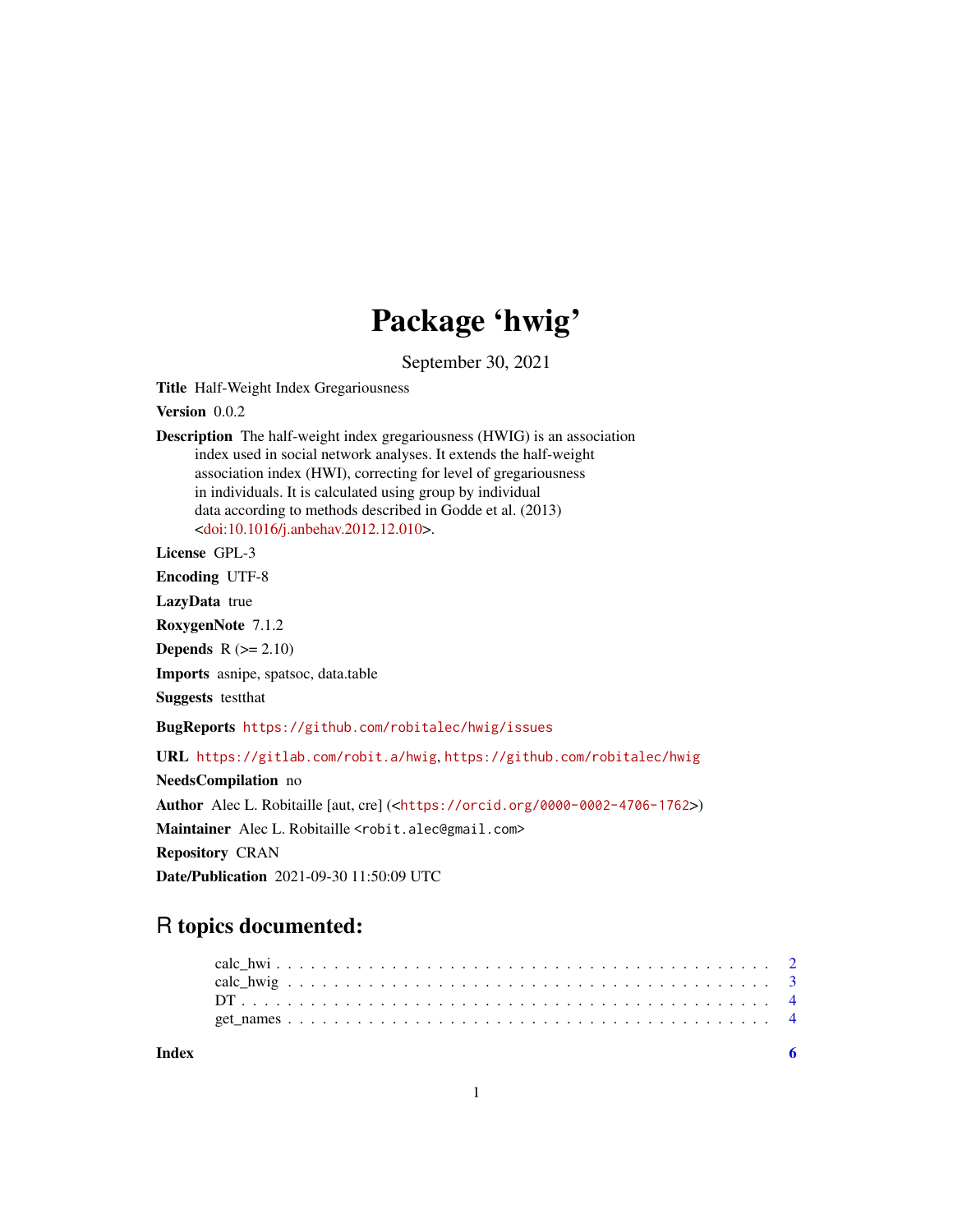# Package 'hwig'

September 30, 2021

**Title** Half-Weight Index Gregariousness

**Version** 0.0.2

**Description** The half-weight index gregariousness (HWIG) is an association index used in social network analyses. It extends the half-weight association index (HWI), correcting for level of gregariousness in individuals. It is calculated using group by individual data according to methods described in Godde et al. (2013) <doi:10.1016/j.anbehav.2012.12.010>.

**License** GPL-3

**Encoding** UTF-8

**LazyData** true

**RoxygenNote** 7.1.2

**Depends** R (>= 2.10)

**Imports** asnipe, spatsoc, data.table

**Suggests** testthat

**BugReports** https://github.com/robitalec/hwig/issues

**URL** https://gitlab.com/robit.a/hwig, https://github.com/robitalec/hwig

**NeedsCompilation** no

**Author** Alec L. Robitaille [aut, cre] (<https://orcid.org/0000-0002-4706-1762>)

**Maintainer** Alec L. Robitaille <robit.alec@gmail.com>

**Repository** CRAN

**Date/Publication** 2021-09-30 11:50:09 UTC

## R topics documented:

- calc_hwi . . . . . . . . . . . . . . . . . . . . . . . . . . . . . . . . . . . . . . . . . . 2
- calc_hwig . . . . . . . . . . . . . . . . . . . . . . . . . . . . . . . . . . . . . . . . . 3
- DT . . . . . . . . . . . . . . . . . . . . . . . . . . . . . . . . . . . . . . . . . . . . 4
- get_names . . . . . . . . . . . . . . . . . . . . . . . . . . . . . . . . . . . . . . . . 4

**Index** **6**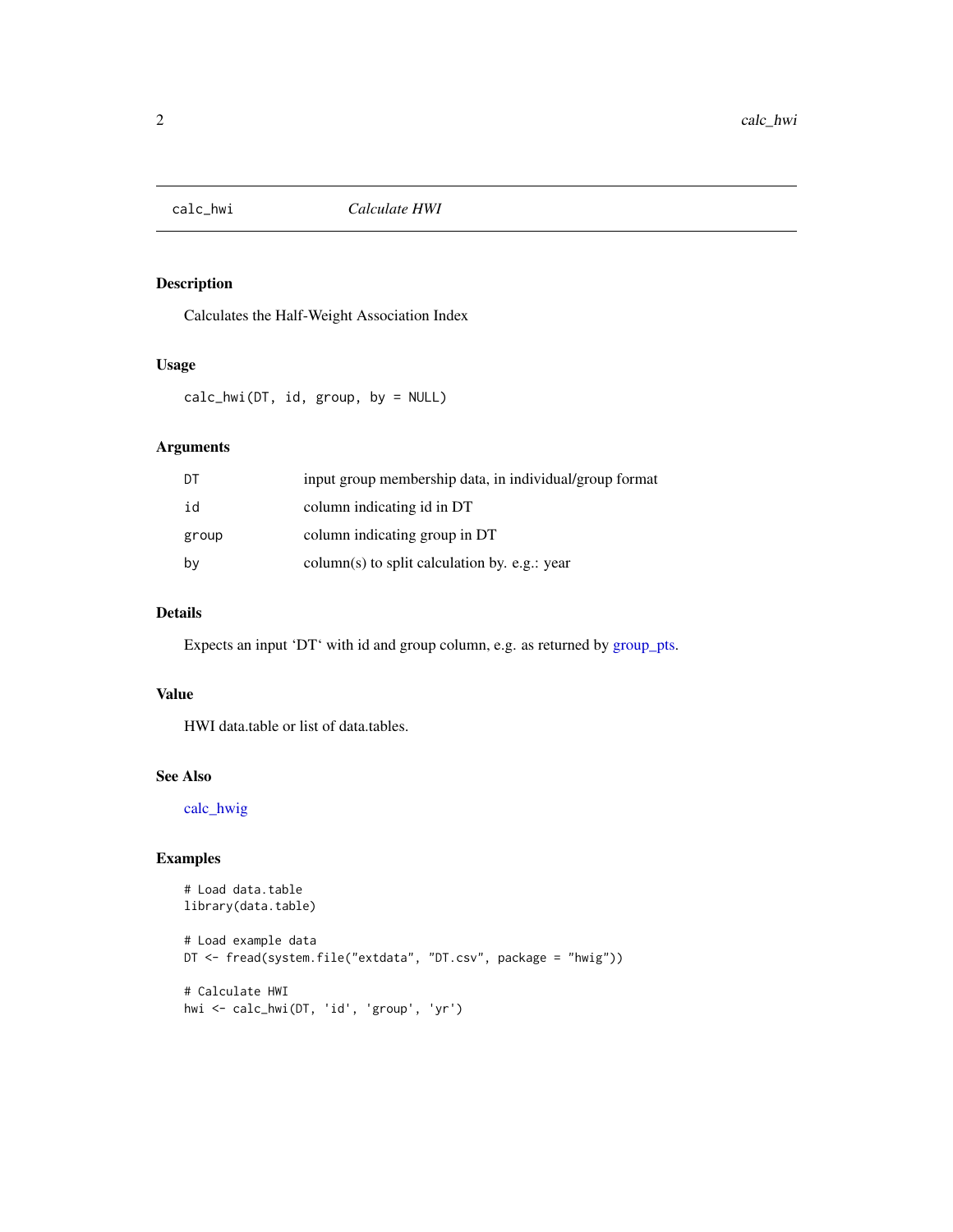## calc_hwi — *Calculate HWI*

### Description

Calculates the Half-Weight Association Index

### Usage

```
calc_hwi(DT, id, group, by = NULL)
```

### Arguments

| Argument | Description |
| --- | --- |
| DT | input group membership data, in individual/group format |
| id | column indicating id in DT |
| group | column indicating group in DT |
| by | column(s) to split calculation by. e.g.: year |

### Details

Expects an input 'DT' with id and group column, e.g. as returned by group_pts.

### Value

HWI data.table or list of data.tables.

### See Also

calc_hwig

### Examples

```
# Load data.table
library(data.table)

# Load example data
DT <- fread(system.file("extdata", "DT.csv", package = "hwig"))

# Calculate HWI
hwi <- calc_hwi(DT, 'id', 'group', 'yr')
```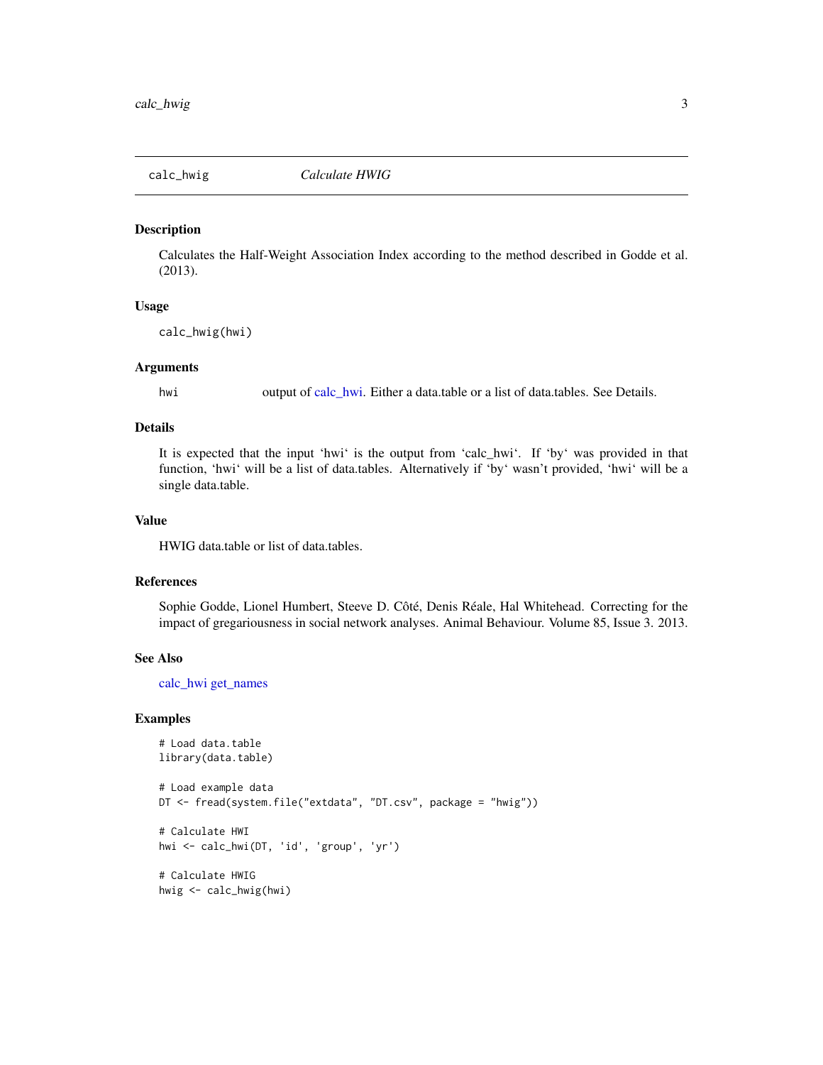## calc_hwig — *Calculate HWIG*

### Description

Calculates the Half-Weight Association Index according to the method described in Godde et al. (2013).

### Usage

```
calc_hwig(hwi)
```

### Arguments

| | |
|---|---|
| hwi | output of calc_hwi. Either a data.table or a list of data.tables. See Details. |

### Details

It is expected that the input 'hwi' is the output from 'calc_hwi'. If 'by' was provided in that function, 'hwi' will be a list of data.tables. Alternatively if 'by' wasn't provided, 'hwi' will be a single data.table.

### Value

HWIG data.table or list of data.tables.

### References

Sophie Godde, Lionel Humbert, Steeve D. Côté, Denis Réale, Hal Whitehead. Correcting for the impact of gregariousness in social network analyses. Animal Behaviour. Volume 85, Issue 3. 2013.

### See Also

calc_hwi get_names

### Examples

```
# Load data.table
library(data.table)

# Load example data
DT <- fread(system.file("extdata", "DT.csv", package = "hwig"))

# Calculate HWI
hwi <- calc_hwi(DT, 'id', 'group', 'yr')

# Calculate HWIG
hwig <- calc_hwig(hwi)
```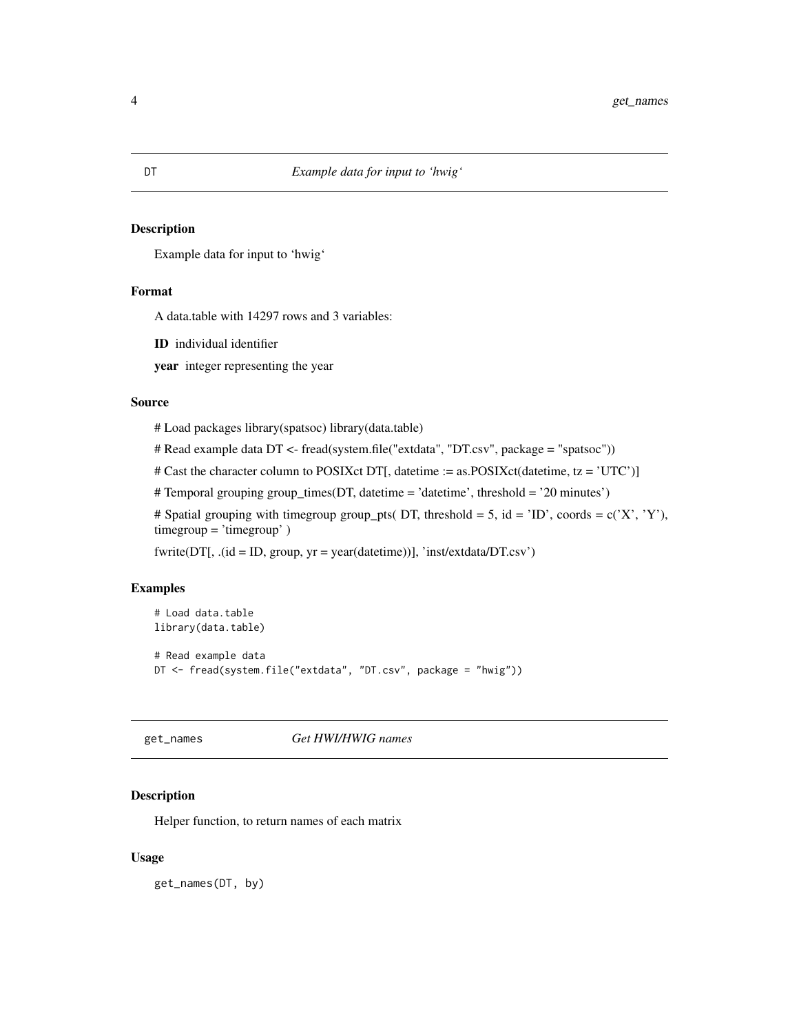## DT — *Example data for input to 'hwig'*

### Description

Example data for input to 'hwig'

### Format

A data.table with 14297 rows and 3 variables:

**ID** individual identifier

**year** integer representing the year

### Source

# Load packages library(spatsoc) library(data.table)

# Read example data DT <- fread(system.file("extdata", "DT.csv", package = "spatsoc"))

# Cast the character column to POSIXct DT[, datetime := as.POSIXct(datetime, tz = 'UTC')]

# Temporal grouping group_times(DT, datetime = 'datetime', threshold = '20 minutes')

# Spatial grouping with timegroup group_pts( DT, threshold = 5, id = 'ID', coords = c('X', 'Y'), timegroup = 'timegroup' )

fwrite(DT[, .(id = ID, group, yr = year(datetime))], 'inst/extdata/DT.csv')

### Examples

```
# Load data.table
library(data.table)

# Read example data
DT <- fread(system.file("extdata", "DT.csv", package = "hwig"))
```

## get_names — *Get HWI/HWIG names*

### Description

Helper function, to return names of each matrix

### Usage

```
get_names(DT, by)
```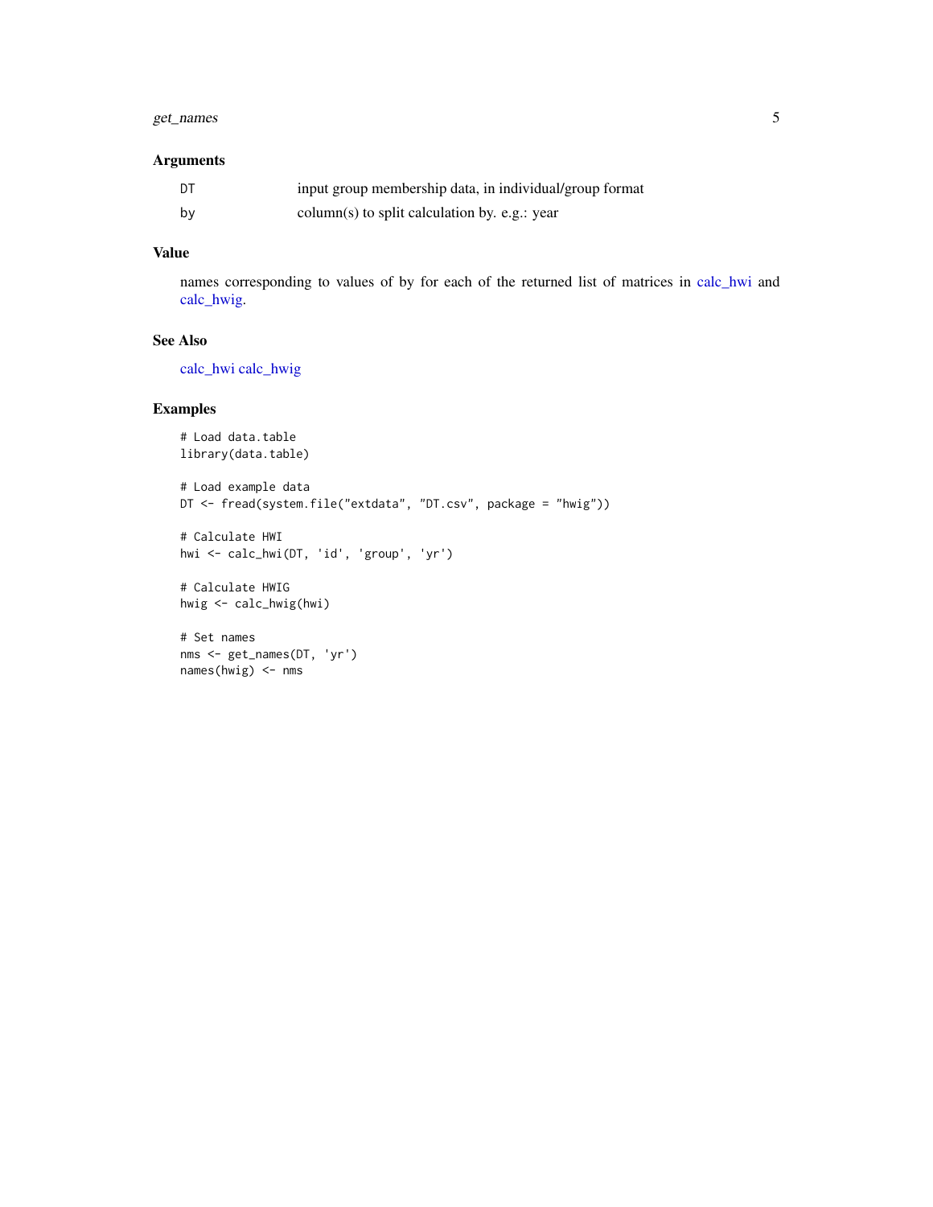### Arguments

| | |
|---|---|
| DT | input group membership data, in individual/group format |
| by | column(s) to split calculation by. e.g.: year |

### Value

names corresponding to values of by for each of the returned list of matrices in calc_hwi and calc_hwig.

### See Also

calc_hwi calc_hwig

### Examples

```
# Load data.table
library(data.table)

# Load example data
DT <- fread(system.file("extdata", "DT.csv", package = "hwig"))

# Calculate HWI
hwi <- calc_hwi(DT, 'id', 'group', 'yr')

# Calculate HWIG
hwig <- calc_hwig(hwi)

# Set names
nms <- get_names(DT, 'yr')
names(hwig) <- nms
```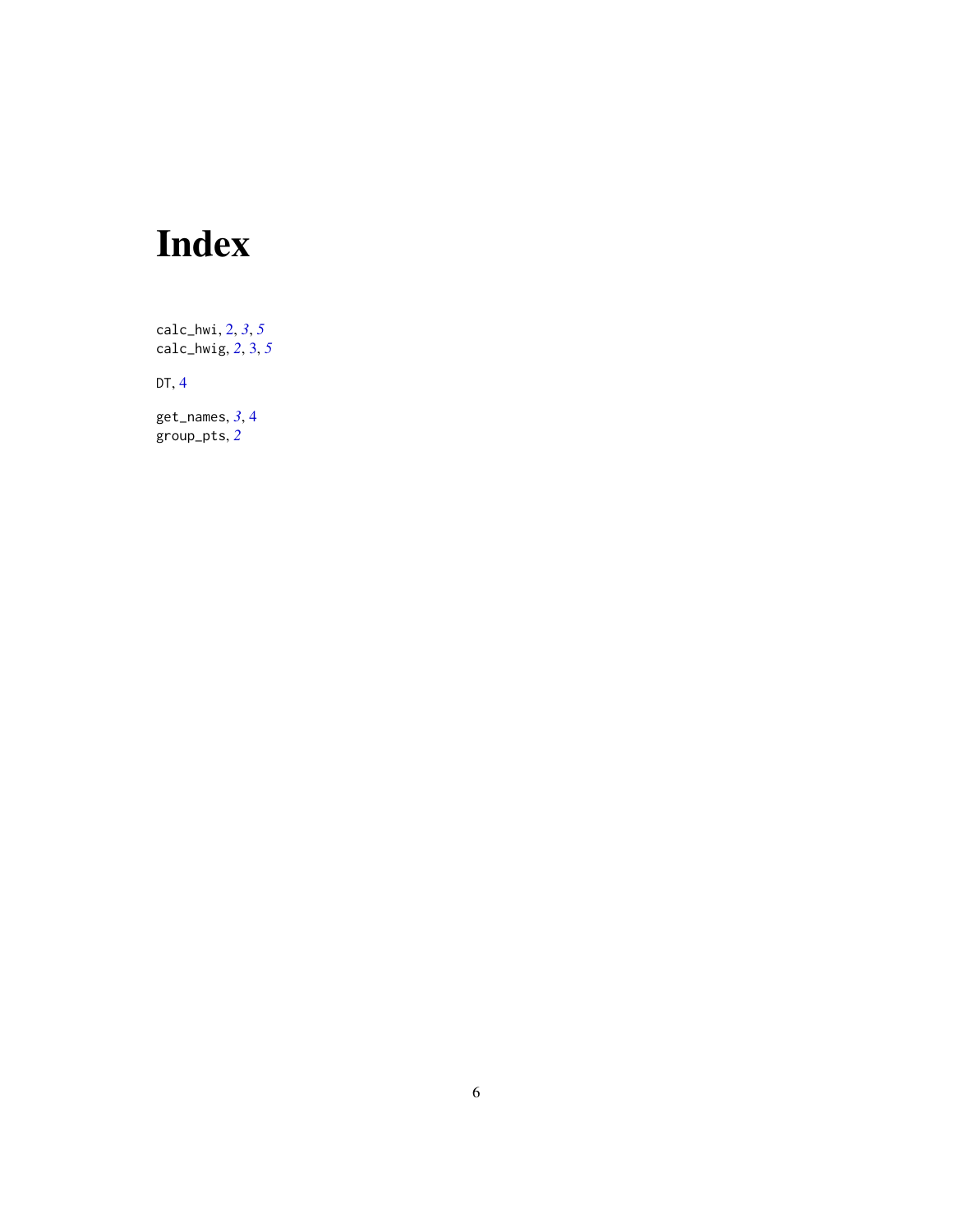# Index

calc_hwi, 2, *3*, *5*
calc_hwig, *2*, 3, *5*

DT, 4

get_names, *3*, 4
group_pts, *2*